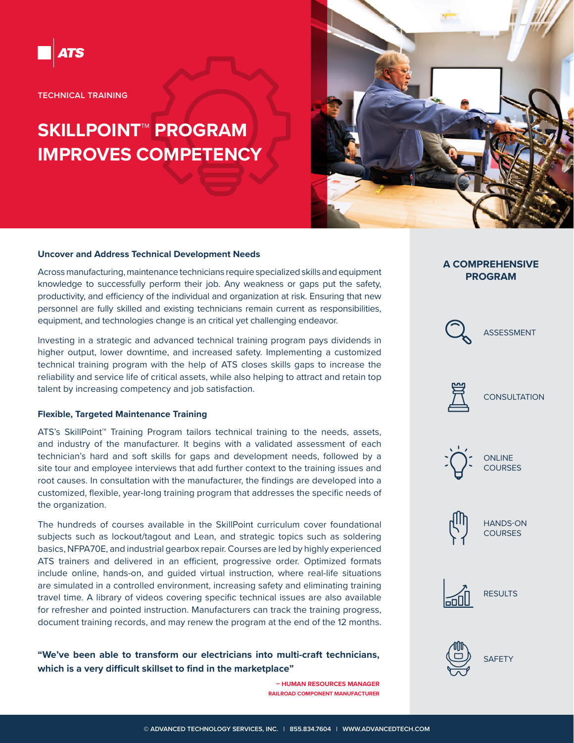ATS

TECHNICAL TRAINING

# SKILLPOINT™ PROGRAM IMPROVES COMPETENCY

### Uncover and Address Technical Development Needs

Across manufacturing, maintenance technicians require specialized skills and equipment knowledge to successfully perform their job. Any weakness or gaps put the safety, productivity, and efficiency of the individual and organization at risk. Ensuring that new personnel are fully skilled and existing technicians remain current as responsibilities, equipment, and technologies change is an critical yet challenging endeavor.

Investing in a strategic and advanced technical training program pays dividends in higher output, lower downtime, and increased safety. Implementing a customized technical training program with the help of ATS closes skills gaps to increase the reliability and service life of critical assets, while also helping to attract and retain top talent by increasing competency and job satisfaction.

### Flexible, Targeted Maintenance Training

ATS's SkillPoint™ Training Program tailors technical training to the needs, assets, and industry of the manufacturer. It begins with a validated assessment of each technician's hard and soft skills for gaps and development needs, followed by a site tour and employee interviews that add further context to the training issues and root causes. In consultation with the manufacturer, the findings are developed into a customized, flexible, year-long training program that addresses the specific needs of the organization.

The hundreds of courses available in the SkillPoint curriculum cover foundational subjects such as lockout/tagout and Lean, and strategic topics such as soldering basics, NFPA70E, and industrial gearbox repair. Courses are led by highly experienced ATS trainers and delivered in an efficient, progressive order. Optimized formats include online, hands-on, and guided virtual instruction, where real-life situations are simulated in a controlled environment, increasing safety and eliminating training travel time. A library of videos covering specific technical issues are also available for refresher and pointed instruction. Manufacturers can track the training progress, document training records, and may renew the program at the end of the 12 months.

**"We've been able to transform our electricians into multi-craft technicians, which is a very difficult skillset to find in the marketplace"**

**– HUMAN RESOURCES MANAGER**
**RAILROAD COMPONENT MANUFACTURER**

### A COMPREHENSIVE PROGRAM

- ASSESSMENT
- CONSULTATION
- ONLINE COURSES
- HANDS-ON COURSES
- RESULTS
- SAFETY

© ADVANCED TECHNOLOGY SERVICES, INC. | 855.834.7604 | WWW.ADVANCEDTECH.COM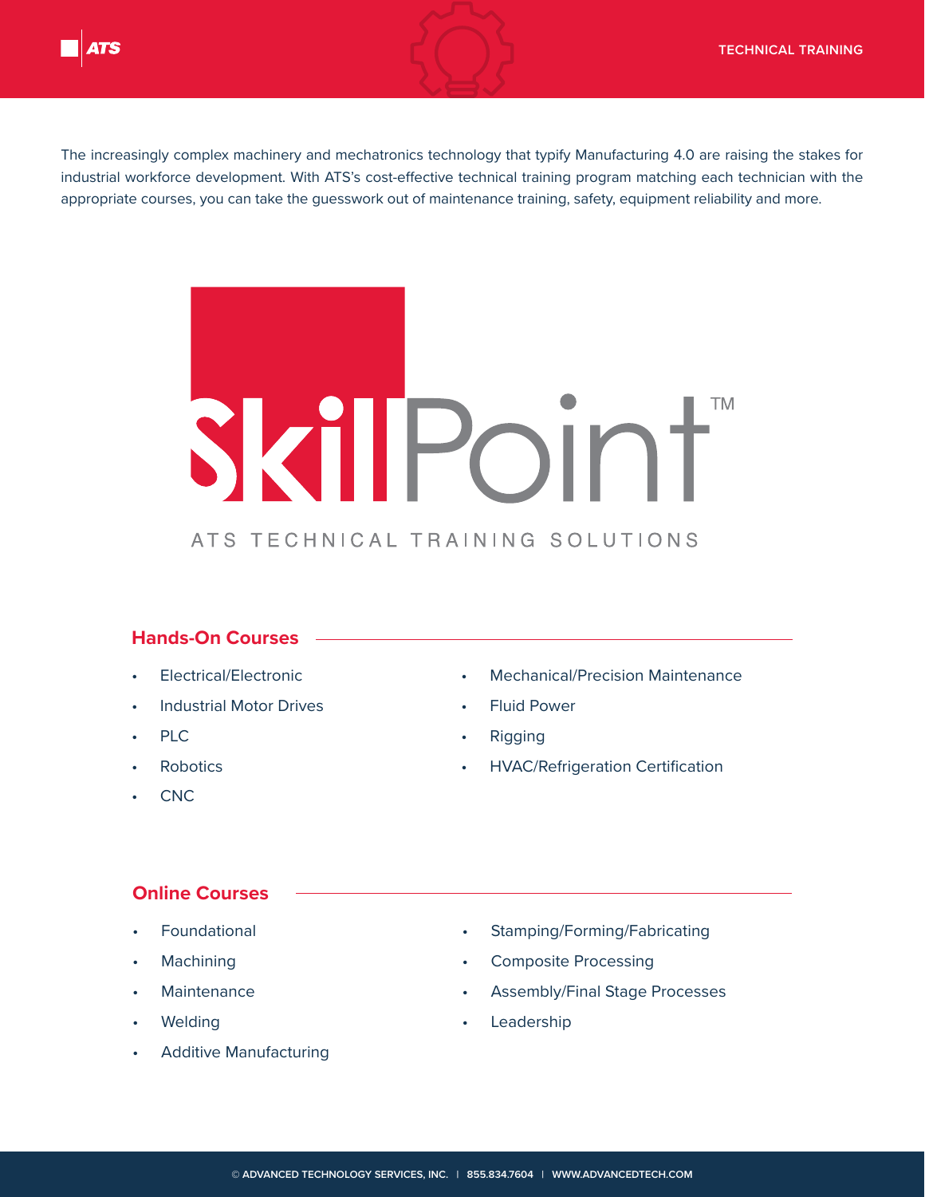The increasingly complex machinery and mechatronics technology that typify Manufacturing 4.0 are raising the stakes for industrial workforce development. With ATS's cost-effective technical training program matching each technician with the appropriate courses, you can take the guesswork out of maintenance training, safety, equipment reliability and more.

# SkillPoint™

ATS TECHNICAL TRAINING SOLUTIONS

## Hands-On Courses

- Electrical/Electronic
- Industrial Motor Drives
- PLC
- Robotics
- CNC
- Mechanical/Precision Maintenance
- Fluid Power
- Rigging
- HVAC/Refrigeration Certification

## Online Courses

- Foundational
- Machining
- Maintenance
- Welding
- Additive Manufacturing
- Stamping/Forming/Fabricating
- Composite Processing
- Assembly/Final Stage Processes
- Leadership

© ADVANCED TECHNOLOGY SERVICES, INC. | 855.834.7604 | WWW.ADVANCEDTECH.COM